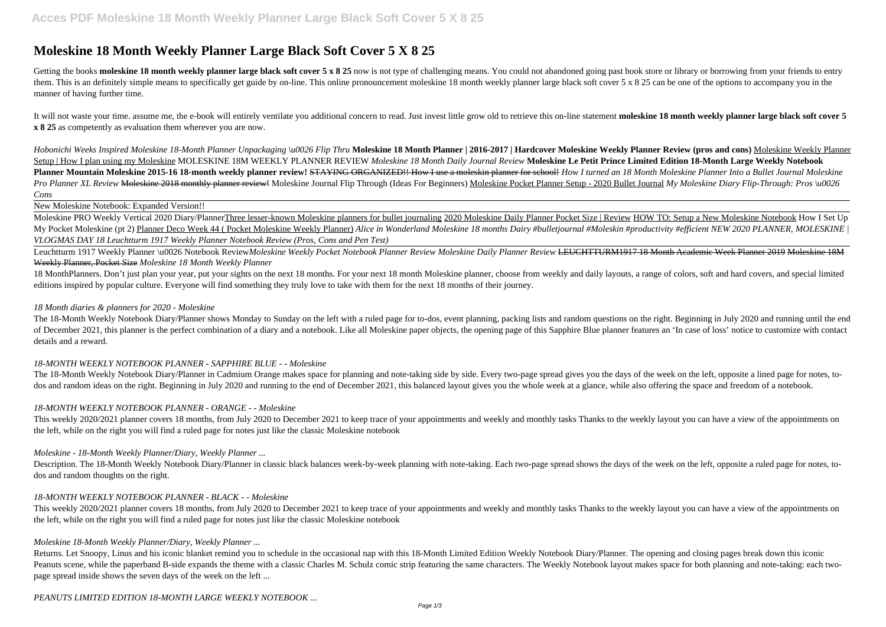# Moleskine 18 Month Weekly Planner Large Black Soft Cover 5 X 8 25

Getting the books **moleskine 18 month weekly planner large black soft cover 5 x 8 25** now is not type of challenging means. You could not abandoned going past book store or library or borrowing from your friends to entry them. This is an definitely simple means to specifically get guide by on-line. This online pronouncement moleskine 18 month weekly planner large black soft cover 5 x 8 25 can be one of the options to accompany you in the manner of having further time.

It will not waste your time. assume me, the e-book will entirely ventilate you additional concern to read. Just invest little grow old to retrieve this on-line statement **moleskine 18 month weekly planner large black soft cover 5 x 8 25** as competently as evaluation them wherever you are now.

*Hobonichi Weeks Inspired Moleskine 18-Month Planner Unpackaging \u0026 Flip Thru* **Moleskine 18 Month Planner | 2016-2017 | Hardcover Moleskine Weekly Planner Review (pros and cons)** Moleskine Weekly Planner Setup | How I plan using my Moleskine MOLESKINE 18M WEEKLY PLANNER REVIEW *Moleskine 18 Month Daily Journal Review* **Moleskine Le Petit Prince Limited Edition 18-Month Large Weekly Notebook Planner Mountain Moleskine 2015-16 18-month weekly planner review!** ~~STAYING ORGANIZED!! How I use a moleskin planner for school!~~ *How I turned an 18 Month Moleskine Planner Into a Bullet Journal Moleskine Pro Planner XL Review* ~~Moleskine 2018 monthly planner review!~~ Moleskine Journal Flip Through (Ideas For Beginners) Moleskine Pocket Planner Setup - 2020 Bullet Journal *My Moleskine Diary Flip-Through: Pros \u0026 Cons*

New Moleskine Notebook: Expanded Version!!

Moleskine PRO Weekly Vertical 2020 Diary/Planner Three lesser-known Moleskine planners for bullet journaling 2020 Moleskine Daily Planner Pocket Size | Review HOW TO: Setup a New Moleskine Notebook How I Set Up My Pocket Moleskine (pt 2) Planner Deco Week 44 ( Pocket Moleskine Weekly Planner) *Alice in Wonderland Moleskine 18 months Dairy #bulletjournal #Moleskin #productivity #efficient NEW 2020 PLANNER, MOLESKINE | VLOGMAS DAY 18 Leuchtturm 1917 Weekly Planner Notebook Review (Pros, Cons and Pen Test)*

Leuchtturm 1917 Weekly Planner \u0026 Notebook Review *Moleskine Weekly Pocket Notebook Planner Review Moleskine Daily Planner Review* ~~LEUCHTTURM1917 18 Month Academic Week Planner 2019~~ ~~Moleskine 18M Weekly Planner, Pocket Size~~ *Moleskine 18 Month Weekly Planner*

18 MonthPlanners. Don't just plan your year, put your sights on the next 18 months. For your next 18 month Moleskine planner, choose from weekly and daily layouts, a range of colors, soft and hard covers, and special limited editions inspired by popular culture. Everyone will find something they truly love to take with them for the next 18 months of their journey.

*18 Month diaries & planners for 2020 - Moleskine*

The 18-Month Weekly Notebook Diary/Planner shows Monday to Sunday on the left with a ruled page for to-dos, event planning, packing lists and random questions on the right. Beginning in July 2020 and running until the end of December 2021, this planner is the perfect combination of a diary and a notebook. Like all Moleskine paper objects, the opening page of this Sapphire Blue planner features an 'In case of loss' notice to customize with contact details and a reward.

*18-MONTH WEEKLY NOTEBOOK PLANNER - SAPPHIRE BLUE - - Moleskine*

The 18-Month Weekly Notebook Diary/Planner in Cadmium Orange makes space for planning and note-taking side by side. Every two-page spread gives you the days of the week on the left, opposite a lined page for notes, to-dos and random ideas on the right. Beginning in July 2020 and running to the end of December 2021, this balanced layout gives you the whole week at a glance, while also offering the space and freedom of a notebook.

*18-MONTH WEEKLY NOTEBOOK PLANNER - ORANGE - - Moleskine*

This weekly 2020/2021 planner covers 18 months, from July 2020 to December 2021 to keep trace of your appointments and weekly and monthly tasks Thanks to the weekly layout you can have a view of the appointments on the left, while on the right you will find a ruled page for notes just like the classic Moleskine notebook

*Moleskine - 18-Month Weekly Planner/Diary, Weekly Planner ...*

Description. The 18-Month Weekly Notebook Diary/Planner in classic black balances week-by-week planning with note-taking. Each two-page spread shows the days of the week on the left, opposite a ruled page for notes, to-dos and random thoughts on the right.

*18-MONTH WEEKLY NOTEBOOK PLANNER - BLACK - - Moleskine*

This weekly 2020/2021 planner covers 18 months, from July 2020 to December 2021 to keep trace of your appointments and weekly and monthly tasks Thanks to the weekly layout you can have a view of the appointments on the left, while on the right you will find a ruled page for notes just like the classic Moleskine notebook

*Moleskine 18-Month Weekly Planner/Diary, Weekly Planner ...*

Returns. Let Snoopy, Linus and his iconic blanket remind you to schedule in the occasional nap with this 18-Month Limited Edition Weekly Notebook Diary/Planner. The opening and closing pages break down this iconic Peanuts scene, while the paperband B-side expands the theme with a classic Charles M. Schulz comic strip featuring the same characters. The Weekly Notebook layout makes space for both planning and note-taking: each two-page spread inside shows the seven days of the week on the left ...

*PEANUTS LIMITED EDITION 18-MONTH LARGE WEEKLY NOTEBOOK ...*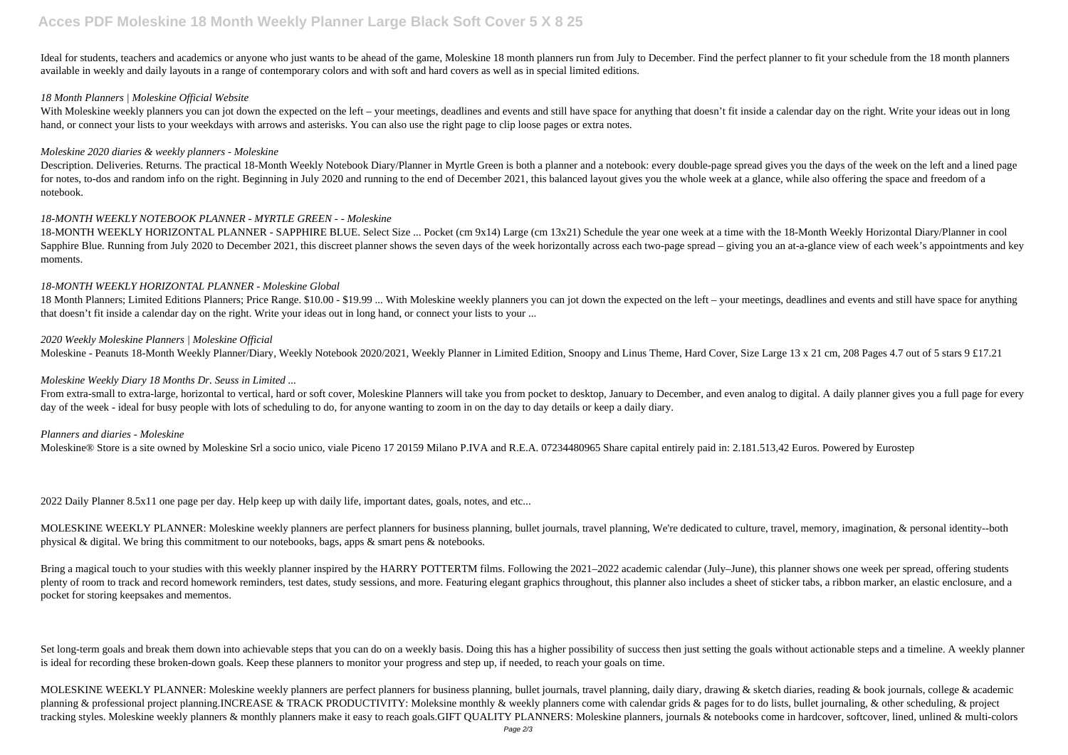Ideal for students, teachers and academics or anyone who just wants to be ahead of the game, Moleskine 18 month planners run from July to December. Find the perfect planner to fit your schedule from the 18 month planners available in weekly and daily layouts in a range of contemporary colors and with soft and hard covers as well as in special limited editions.

*18 Month Planners | Moleskine Official Website*

With Moleskine weekly planners you can jot down the expected on the left – your meetings, deadlines and events and still have space for anything that doesn't fit inside a calendar day on the right. Write your ideas out in long hand, or connect your lists to your weekdays with arrows and asterisks. You can also use the right page to clip loose pages or extra notes.

*Moleskine 2020 diaries & weekly planners - Moleskine*

Description. Deliveries. Returns. The practical 18-Month Weekly Notebook Diary/Planner in Myrtle Green is both a planner and a notebook: every double-page spread gives you the days of the week on the left and a lined page for notes, to-dos and random info on the right. Beginning in July 2020 and running to the end of December 2021, this balanced layout gives you the whole week at a glance, while also offering the space and freedom of a notebook.

*18-MONTH WEEKLY NOTEBOOK PLANNER - MYRTLE GREEN - - Moleskine*

18-MONTH WEEKLY HORIZONTAL PLANNER - SAPPHIRE BLUE. Select Size ... Pocket (cm 9x14) Large (cm 13x21) Schedule the year one week at a time with the 18-Month Weekly Horizontal Diary/Planner in cool Sapphire Blue. Running from July 2020 to December 2021, this discreet planner shows the seven days of the week horizontally across each two-page spread – giving you an at-a-glance view of each week's appointments and key moments.

*18-MONTH WEEKLY HORIZONTAL PLANNER - Moleskine Global*

18 Month Planners; Limited Editions Planners; Price Range. $10.00 - $19.99 ... With Moleskine weekly planners you can jot down the expected on the left – your meetings, deadlines and events and still have space for anything that doesn't fit inside a calendar day on the right. Write your ideas out in long hand, or connect your lists to your ...

*2020 Weekly Moleskine Planners | Moleskine Official*

Moleskine - Peanuts 18-Month Weekly Planner/Diary, Weekly Notebook 2020/2021, Weekly Planner in Limited Edition, Snoopy and Linus Theme, Hard Cover, Size Large 13 x 21 cm, 208 Pages 4.7 out of 5 stars 9 £17.21

*Moleskine Weekly Diary 18 Months Dr. Seuss in Limited ...*

From extra-small to extra-large, horizontal to vertical, hard or soft cover, Moleskine Planners will take you from pocket to desktop, January to December, and even analog to digital. A daily planner gives you a full page for every day of the week - ideal for busy people with lots of scheduling to do, for anyone wanting to zoom in on the day to day details or keep a daily diary.

*Planners and diaries - Moleskine*

Moleskine® Store is a site owned by Moleskine Srl a socio unico, viale Piceno 17 20159 Milano P.IVA and R.E.A. 07234480965 Share capital entirely paid in: 2.181.513,42 Euros. Powered by Eurostep

2022 Daily Planner 8.5x11 one page per day. Help keep up with daily life, important dates, goals, notes, and etc...

MOLESKINE WEEKLY PLANNER: Moleskine weekly planners are perfect planners for business planning, bullet journals, travel planning, We're dedicated to culture, travel, memory, imagination, & personal identity--both physical & digital. We bring this commitment to our notebooks, bags, apps & smart pens & notebooks.

Bring a magical touch to your studies with this weekly planner inspired by the HARRY POTTERTM films. Following the 2021–2022 academic calendar (July–June), this planner shows one week per spread, offering students plenty of room to track and record homework reminders, test dates, study sessions, and more. Featuring elegant graphics throughout, this planner also includes a sheet of sticker tabs, a ribbon marker, an elastic enclosure, and a pocket for storing keepsakes and mementos.

Set long-term goals and break them down into achievable steps that you can do on a weekly basis. Doing this has a higher possibility of success then just setting the goals without actionable steps and a timeline. A weekly planner is ideal for recording these broken-down goals. Keep these planners to monitor your progress and step up, if needed, to reach your goals on time.

MOLESKINE WEEKLY PLANNER: Moleskine weekly planners are perfect planners for business planning, bullet journals, travel planning, daily diary, drawing & sketch diaries, reading & book journals, college & academic planning & professional project planning.INCREASE & TRACK PRODUCTIVITY: Moleksine monthly & weekly planners come with calendar grids & pages for to do lists, bullet journaling, & other scheduling, & project tracking styles. Moleskine weekly planners & monthly planners make it easy to reach goals.GIFT QUALITY PLANNERS: Moleskine planners, journals & notebooks come in hardcover, softcover, lined, unlined & multi-colors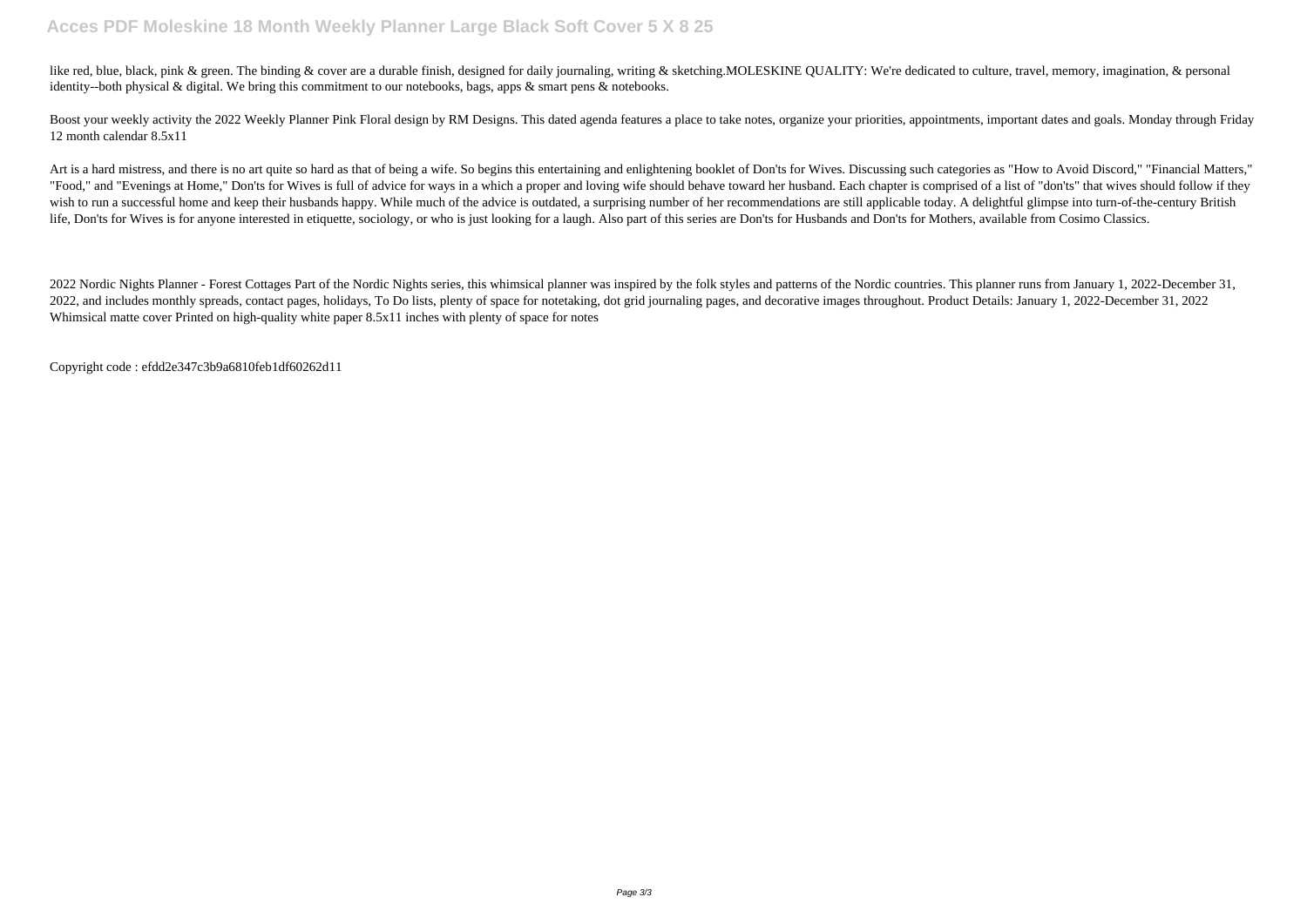like red, blue, black, pink & green. The binding & cover are a durable finish, designed for daily journaling, writing & sketching.MOLESKINE QUALITY: We're dedicated to culture, travel, memory, imagination, & personal identity--both physical & digital. We bring this commitment to our notebooks, bags, apps & smart pens & notebooks.

Boost your weekly activity the 2022 Weekly Planner Pink Floral design by RM Designs. This dated agenda features a place to take notes, organize your priorities, appointments, important dates and goals. Monday through Friday 12 month calendar 8.5x11

Art is a hard mistress, and there is no art quite so hard as that of being a wife. So begins this entertaining and enlightening booklet of Don'ts for Wives. Discussing such categories as "How to Avoid Discord," "Financial Matters," "Food," and "Evenings at Home," Don'ts for Wives is full of advice for ways in a which a proper and loving wife should behave toward her husband. Each chapter is comprised of a list of "don'ts" that wives should follow if they wish to run a successful home and keep their husbands happy. While much of the advice is outdated, a surprising number of her recommendations are still applicable today. A delightful glimpse into turn-of-the-century British life, Don'ts for Wives is for anyone interested in etiquette, sociology, or who is just looking for a laugh. Also part of this series are Don'ts for Husbands and Don'ts for Mothers, available from Cosimo Classics.

2022 Nordic Nights Planner - Forest Cottages Part of the Nordic Nights series, this whimsical planner was inspired by the folk styles and patterns of the Nordic countries. This planner runs from January 1, 2022-December 31, 2022, and includes monthly spreads, contact pages, holidays, To Do lists, plenty of space for notetaking, dot grid journaling pages, and decorative images throughout. Product Details: January 1, 2022-December 31, 2022 Whimsical matte cover Printed on high-quality white paper 8.5x11 inches with plenty of space for notes

Copyright code : efdd2e347c3b9a6810feb1df60262d11